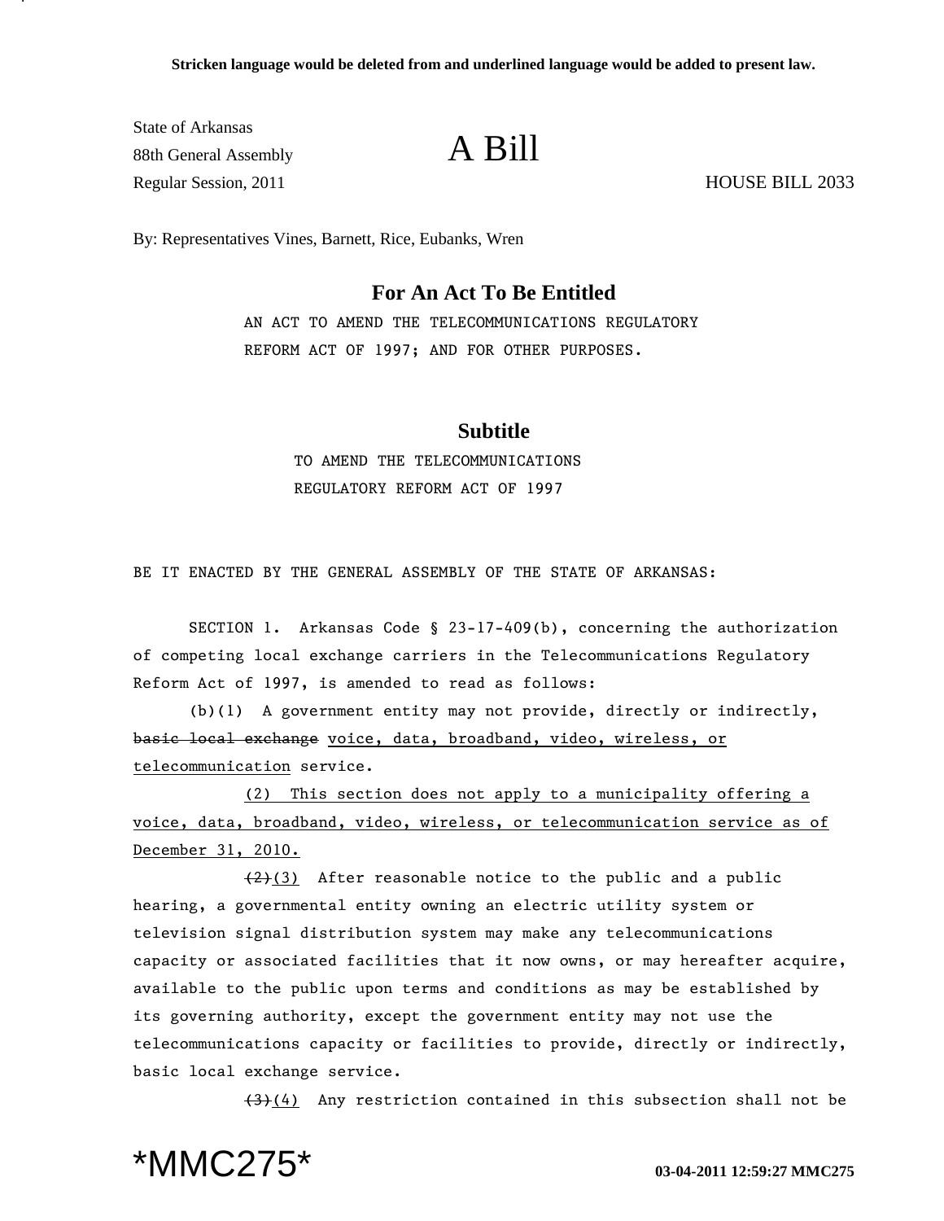**Stricken language would be deleted from and underlined language would be added to present law.**

State of Arkansas
88th General Assembly
Regular Session, 2011

# A Bill

HOUSE BILL 2033

By: Representatives Vines, Barnett, Rice, Eubanks, Wren

## For An Act To Be Entitled

AN ACT TO AMEND THE TELECOMMUNICATIONS REGULATORY REFORM ACT OF 1997; AND FOR OTHER PURPOSES.

## Subtitle

TO AMEND THE TELECOMMUNICATIONS REGULATORY REFORM ACT OF 1997

BE IT ENACTED BY THE GENERAL ASSEMBLY OF THE STATE OF ARKANSAS:

SECTION 1. Arkansas Code § 23-17-409(b), concerning the authorization of competing local exchange carriers in the Telecommunications Regulatory Reform Act of 1997, is amended to read as follows:

(b)(1) A government entity may not provide, directly or indirectly, ~~basic local exchange~~ <u>voice, data, broadband, video, wireless, or telecommunication</u> service.

<u>(2) This section does not apply to a municipality offering a voice, data, broadband, video, wireless, or telecommunication service as of December 31, 2010.</u>

~~(2)~~<u>(3)</u> After reasonable notice to the public and a public hearing, a governmental entity owning an electric utility system or television signal distribution system may make any telecommunications capacity or associated facilities that it now owns, or may hereafter acquire, available to the public upon terms and conditions as may be established by its governing authority, except the government entity may not use the telecommunications capacity or facilities to provide, directly or indirectly, basic local exchange service.

~~(3)~~<u>(4)</u> Any restriction contained in this subsection shall not be

*MMC275*

03-04-2011 12:59:27 MMC275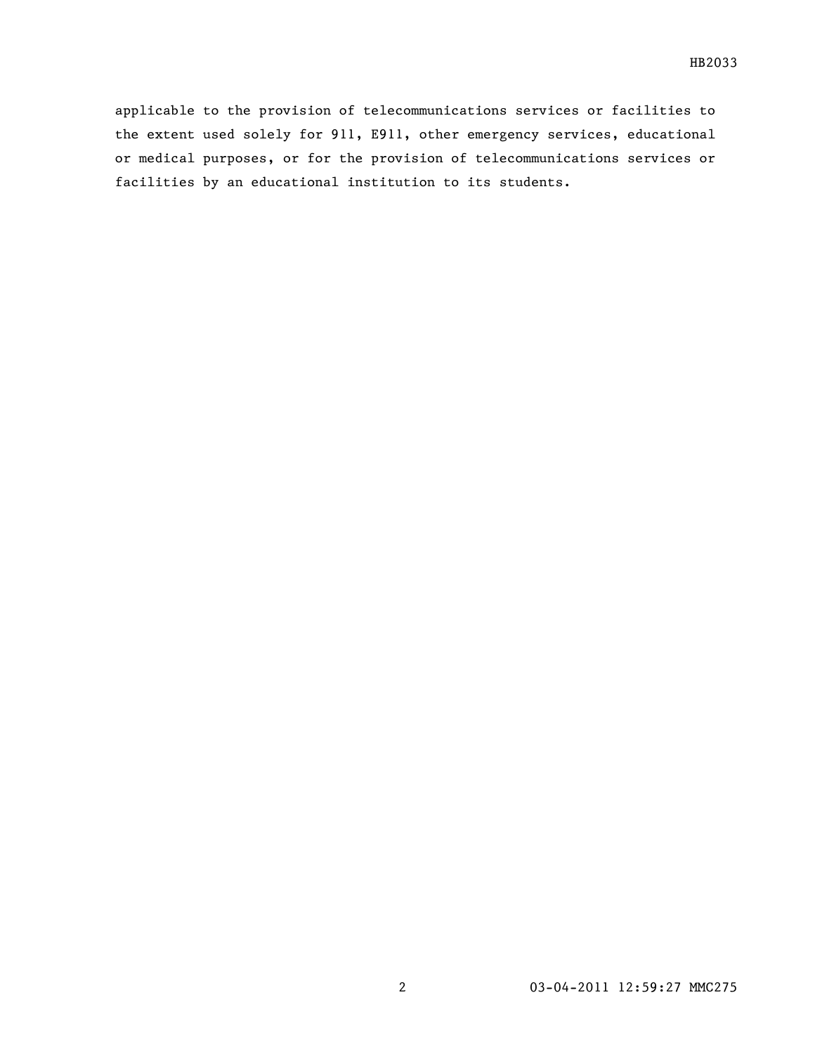applicable to the provision of telecommunications services or facilities to the extent used solely for 911, E911, other emergency services, educational or medical purposes, or for the provision of telecommunications services or facilities by an educational institution to its students.